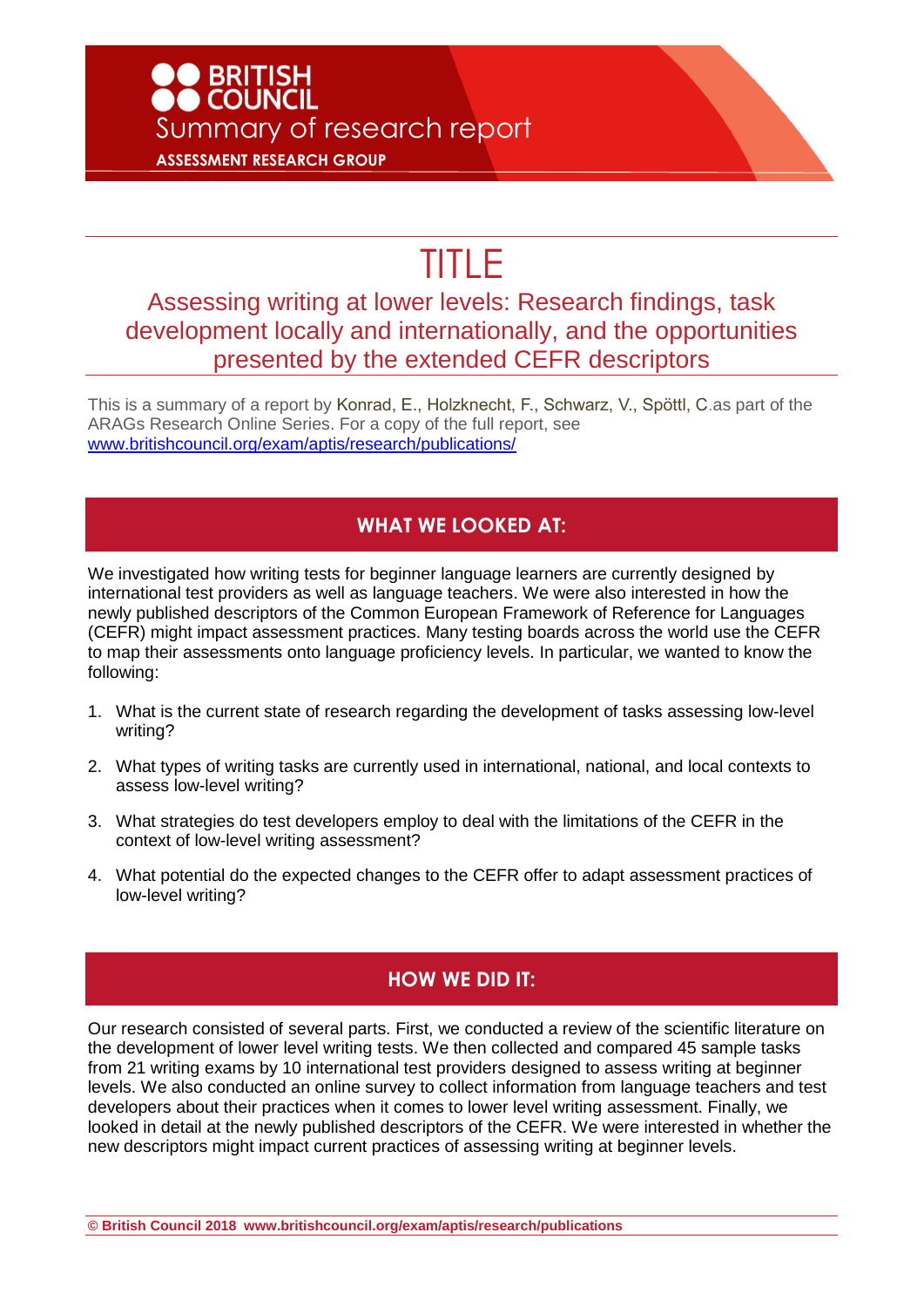BRITISH COUNCIL

Summary of research report

ASSESSMENT RESEARCH GROUP

# TITLE

## Assessing writing at lower levels: Research findings, task development locally and internationally, and the opportunities presented by the extended CEFR descriptors

This is a summary of a report by Konrad, E., Holzknecht, F., Schwarz, V., Spöttl, C.as part of the ARAGs Research Online Series. For a copy of the full report, see www.britishcouncil.org/exam/aptis/research/publications/

## WHAT WE LOOKED AT:

We investigated how writing tests for beginner language learners are currently designed by international test providers as well as language teachers. We were also interested in how the newly published descriptors of the Common European Framework of Reference for Languages (CEFR) might impact assessment practices. Many testing boards across the world use the CEFR to map their assessments onto language proficiency levels. In particular, we wanted to know the following:

1. What is the current state of research regarding the development of tasks assessing low-level writing?
2. What types of writing tasks are currently used in international, national, and local contexts to assess low-level writing?
3. What strategies do test developers employ to deal with the limitations of the CEFR in the context of low-level writing assessment?
4. What potential do the expected changes to the CEFR offer to adapt assessment practices of low-level writing?

## HOW WE DID IT:

Our research consisted of several parts. First, we conducted a review of the scientific literature on the development of lower level writing tests. We then collected and compared 45 sample tasks from 21 writing exams by 10 international test providers designed to assess writing at beginner levels. We also conducted an online survey to collect information from language teachers and test developers about their practices when it comes to lower level writing assessment. Finally, we looked in detail at the newly published descriptors of the CEFR. We were interested in whether the new descriptors might impact current practices of assessing writing at beginner levels.

**© British Council 2018 www.britishcouncil.org/exam/aptis/research/publications**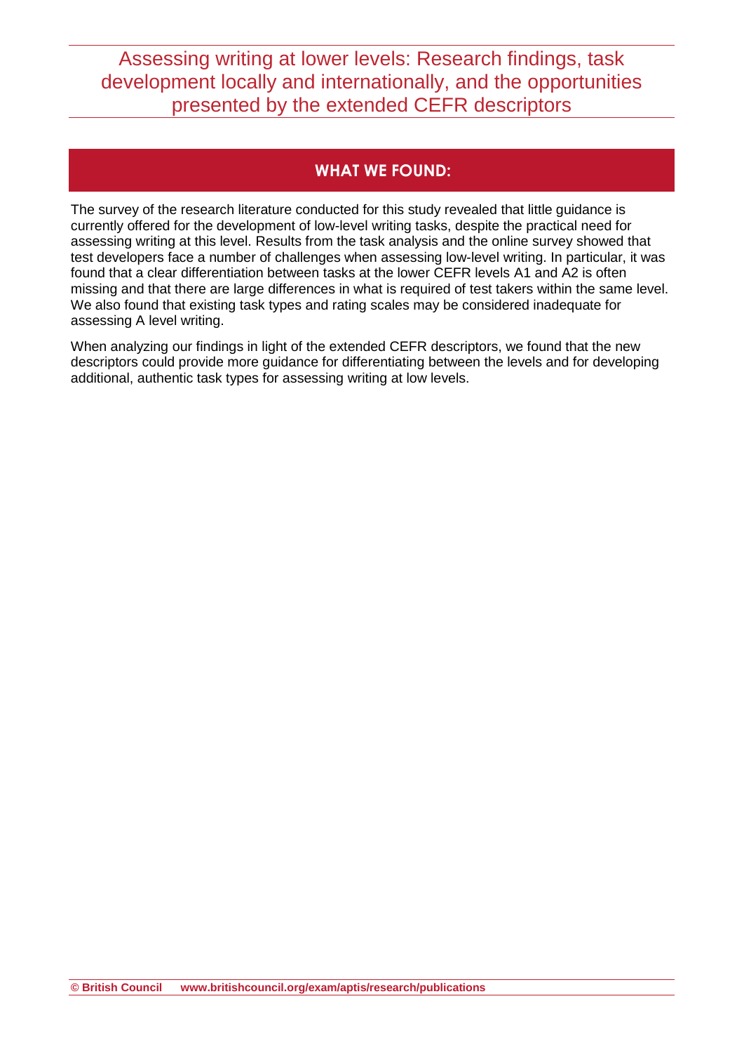## WHAT WE FOUND:

The survey of the research literature conducted for this study revealed that little guidance is currently offered for the development of low-level writing tasks, despite the practical need for assessing writing at this level. Results from the task analysis and the online survey showed that test developers face a number of challenges when assessing low-level writing. In particular, it was found that a clear differentiation between tasks at the lower CEFR levels A1 and A2 is often missing and that there are large differences in what is required of test takers within the same level. We also found that existing task types and rating scales may be considered inadequate for assessing A level writing.

When analyzing our findings in light of the extended CEFR descriptors, we found that the new descriptors could provide more guidance for differentiating between the levels and for developing additional, authentic task types for assessing writing at low levels.